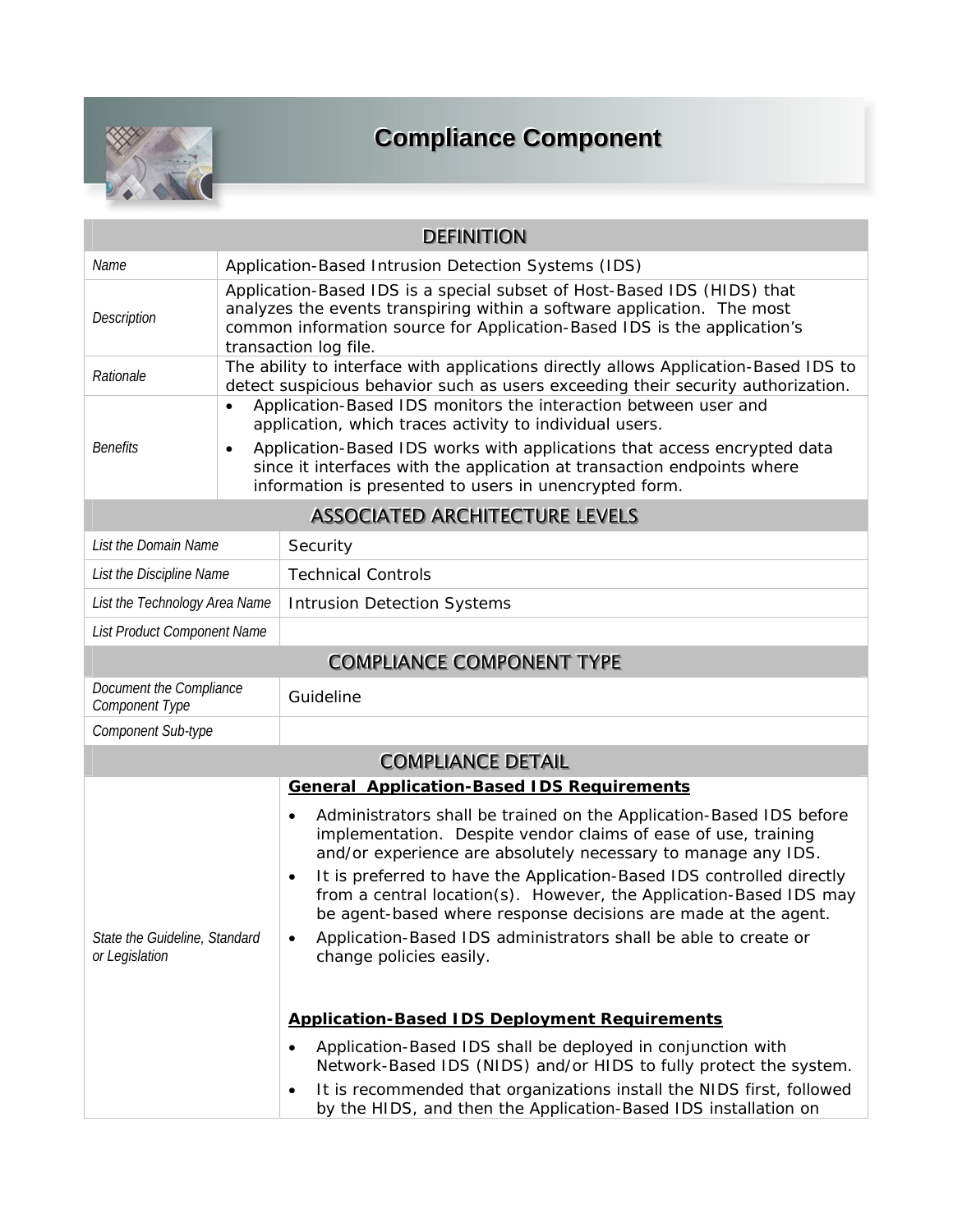# Compliance Component

| DEFINITION | |
|---|---|
| *Name* | Application-Based Intrusion Detection Systems (IDS) |
| *Description* | Application-Based IDS is a special subset of Host-Based IDS (HIDS) that analyzes the events transpiring within a software application. The most common information source for Application-Based IDS is the application's transaction log file. |
| *Rationale* | The ability to interface with applications directly allows Application-Based IDS to detect suspicious behavior such as users exceeding their security authorization. |
| *Benefits* | • Application-Based IDS monitors the interaction between user and application, which traces activity to individual users.<br>• Application-Based IDS works with applications that access encrypted data since it interfaces with the application at transaction endpoints where information is presented to users in unencrypted form. |

| ASSOCIATED ARCHITECTURE LEVELS | |
|---|---|
| *List the Domain Name* | Security |
| *List the Discipline Name* | Technical Controls |
| *List the Technology Area Name* | Intrusion Detection Systems |
| *List Product Component Name* | |

| COMPLIANCE COMPONENT TYPE | |
|---|---|
| *Document the Compliance Component Type* | Guideline |
| *Component Sub-type* | |

| COMPLIANCE DETAIL | |
|---|---|
| *State the Guideline, Standard or Legislation* | **General Application-Based IDS Requirements**<br>• Administrators shall be trained on the Application-Based IDS before implementation. Despite vendor claims of ease of use, training and/or experience are absolutely necessary to manage any IDS.<br>• It is preferred to have the Application-Based IDS controlled directly from a central location(s). However, the Application-Based IDS may be agent-based where response decisions are made at the agent.<br>• Application-Based IDS administrators shall be able to create or change policies easily.<br><br>**Application-Based IDS Deployment Requirements**<br>• Application-Based IDS shall be deployed in conjunction with Network-Based IDS (NIDS) and/or HIDS to fully protect the system.<br>• It is recommended that organizations install the NIDS first, followed by the HIDS, and then the Application-Based IDS installation on |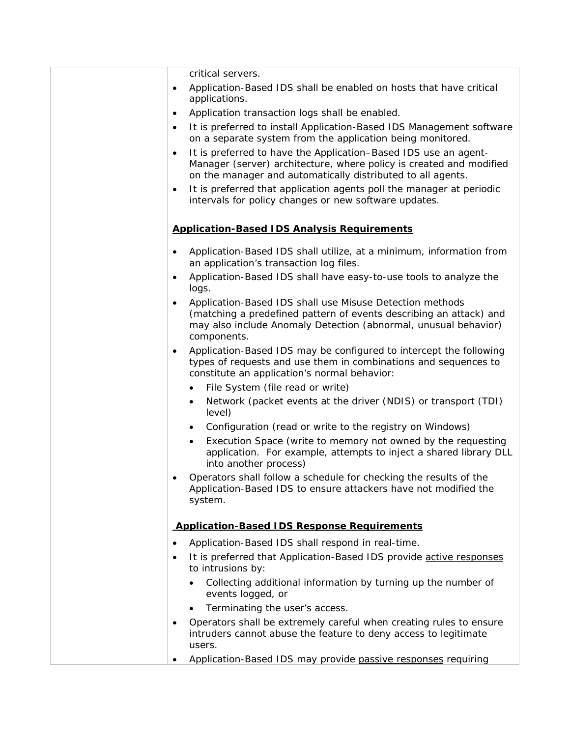critical servers.

- Application-Based IDS shall be enabled on hosts that have critical applications.
- Application transaction logs shall be enabled.
- It is preferred to install Application-Based IDS Management software on a separate system from the application being monitored.
- It is preferred to have the Application–Based IDS use an agent-Manager (server) architecture, where policy is created and modified on the manager and automatically distributed to all agents.
- It is preferred that application agents poll the manager at periodic intervals for policy changes or new software updates.

**Application-Based IDS Analysis Requirements**

- Application-Based IDS shall utilize, at a minimum, information from an application's transaction log files.
- Application-Based IDS shall have easy-to-use tools to analyze the logs.
- Application-Based IDS shall use Misuse Detection methods (matching a predefined pattern of events describing an attack) and may also include Anomaly Detection (abnormal, unusual behavior) components.
- Application-Based IDS may be configured to intercept the following types of requests and use them in combinations and sequences to constitute an application's normal behavior:
  - File System (file read or write)
  - Network (packet events at the driver (NDIS) or transport (TDI) level)
  - Configuration (read or write to the registry on Windows)
  - Execution Space (write to memory not owned by the requesting application. For example, attempts to inject a shared library DLL into another process)
- Operators shall follow a schedule for checking the results of the Application-Based IDS to ensure attackers have not modified the system.

**Application-Based IDS Response Requirements**

- Application-Based IDS shall respond in real-time.
- It is preferred that Application-Based IDS provide active responses to intrusions by:
  - Collecting additional information by turning up the number of events logged, or
  - Terminating the user's access.
- Operators shall be extremely careful when creating rules to ensure intruders cannot abuse the feature to deny access to legitimate users.
- Application-Based IDS may provide passive responses requiring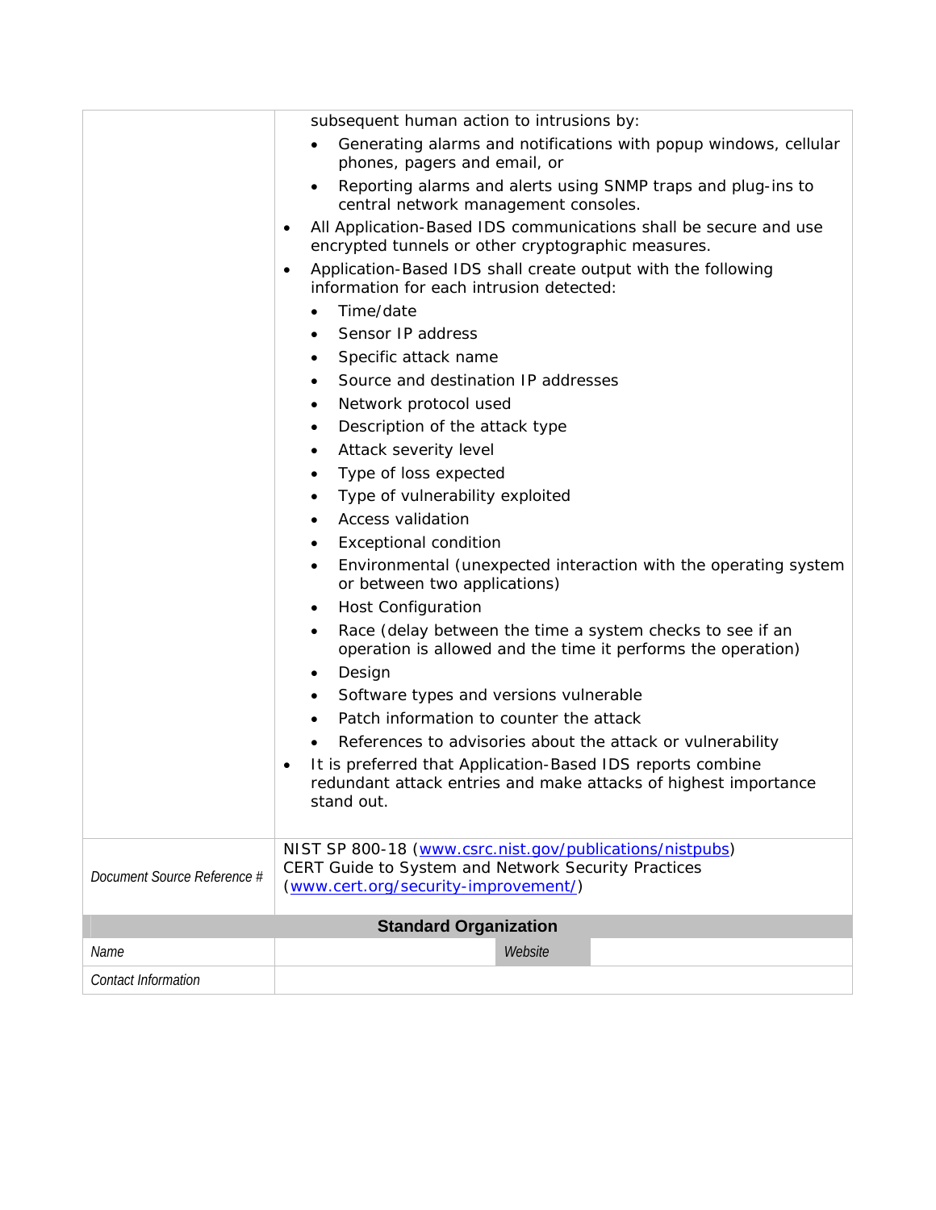| | |
|---|---|
| | subsequent human action to intrusions by:<br>• Generating alarms and notifications with popup windows, cellular phones, pagers and email, or<br>• Reporting alarms and alerts using SNMP traps and plug-ins to central network management consoles.<br>• All Application-Based IDS communications shall be secure and use encrypted tunnels or other cryptographic measures.<br>• Application-Based IDS shall create output with the following information for each intrusion detected:<br>• Time/date<br>• Sensor IP address<br>• Specific attack name<br>• Source and destination IP addresses<br>• Network protocol used<br>• Description of the attack type<br>• Attack severity level<br>• Type of loss expected<br>• Type of vulnerability exploited<br>• Access validation<br>• Exceptional condition<br>• Environmental (unexpected interaction with the operating system or between two applications)<br>• Host Configuration<br>• Race (delay between the time a system checks to see if an operation is allowed and the time it performs the operation)<br>• Design<br>• Software types and versions vulnerable<br>• Patch information to counter the attack<br>• References to advisories about the attack or vulnerability<br>• It is preferred that Application-Based IDS reports combine redundant attack entries and make attacks of highest importance stand out. |
| *Document Source Reference #* | NIST SP 800-18 ([www.csrc.nist.gov/publications/nistpubs](www.csrc.nist.gov/publications/nistpubs))<br>CERT Guide to System and Network Security Practices ([www.cert.org/security-improvement/](www.cert.org/security-improvement/)) |

| **Standard Organization** | | | |
|---|---|---|---|
| *Name* | | *Website* | |
| *Contact Information* | | | |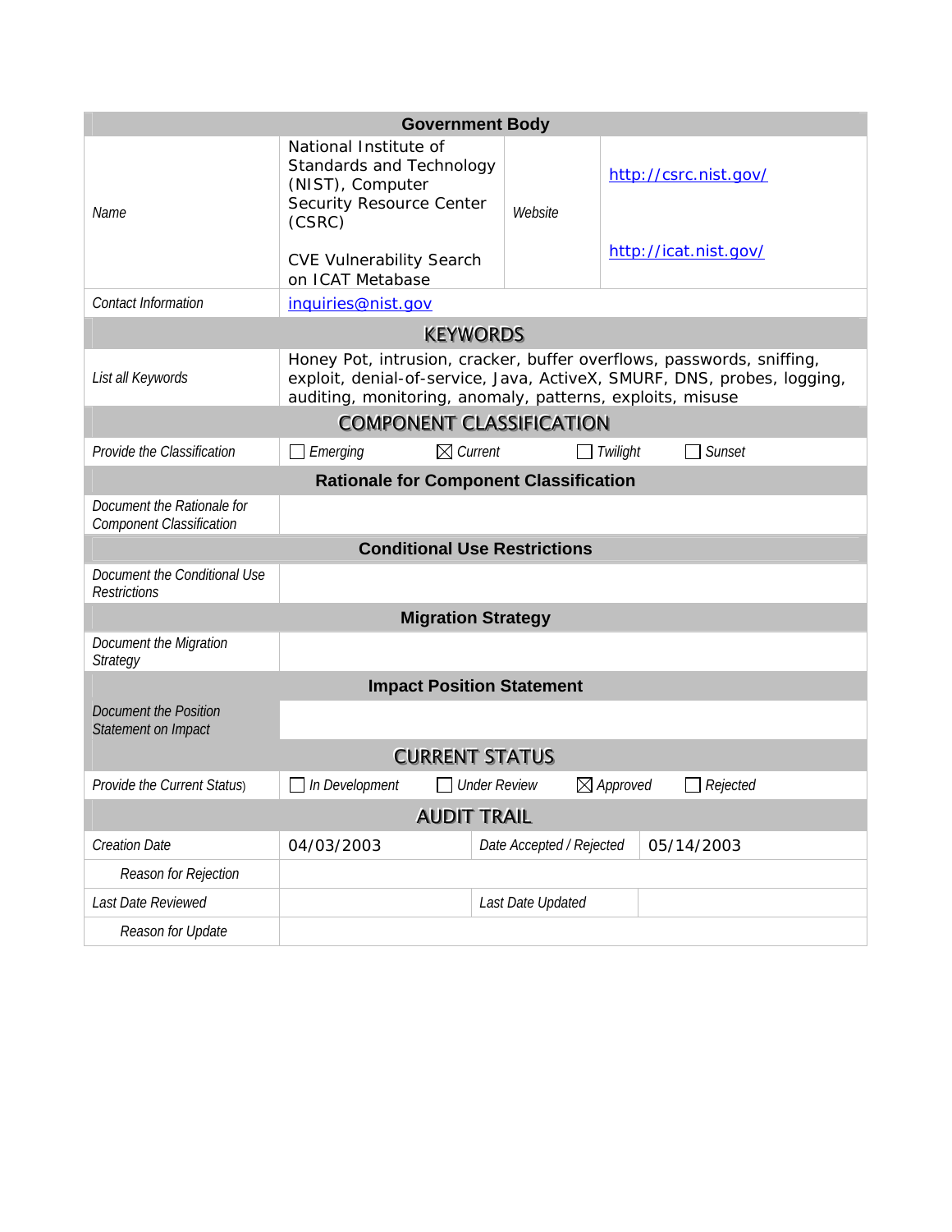| Government Body | | | |
|---|---|---|---|
| *Name* | National Institute of Standards and Technology (NIST), Computer Security Resource Center (CSRC)<br><br>CVE Vulnerability Search on ICAT Metabase | *Website* | http://csrc.nist.gov/<br><br>http://icat.nist.gov/ |
| *Contact Information* | inquiries@nist.gov | | |

| KEYWORDS | |
|---|---|
| *List all Keywords* | Honey Pot, intrusion, cracker, buffer overflows, passwords, sniffing, exploit, denial-of-service, Java, ActiveX, SMURF, DNS, probes, logging, auditing, monitoring, anomaly, patterns, exploits, misuse |

| COMPONENT CLASSIFICATION | |
|---|---|
| *Provide the Classification* | ☐ *Emerging* ☒ *Current* ☐ *Twilight* ☐ *Sunset* |

| Rationale for Component Classification | |
|---|---|
| *Document the Rationale for Component Classification* | |

| Conditional Use Restrictions | |
|---|---|
| *Document the Conditional Use Restrictions* | |

| Migration Strategy | |
|---|---|
| *Document the Migration Strategy* | |

| Impact Position Statement | |
|---|---|
| *Document the Position Statement on Impact* | |

| CURRENT STATUS | |
|---|---|
| *Provide the Current Status)* | ☐ *In Development* ☐ *Under Review* ☒ *Approved* ☐ *Rejected* |

| AUDIT TRAIL | | | |
|---|---|---|---|
| *Creation Date* | 04/03/2003 | *Date Accepted / Rejected* | 05/14/2003 |
| *Reason for Rejection* | | | |
| *Last Date Reviewed* | | *Last Date Updated* | |
| *Reason for Update* | | | |